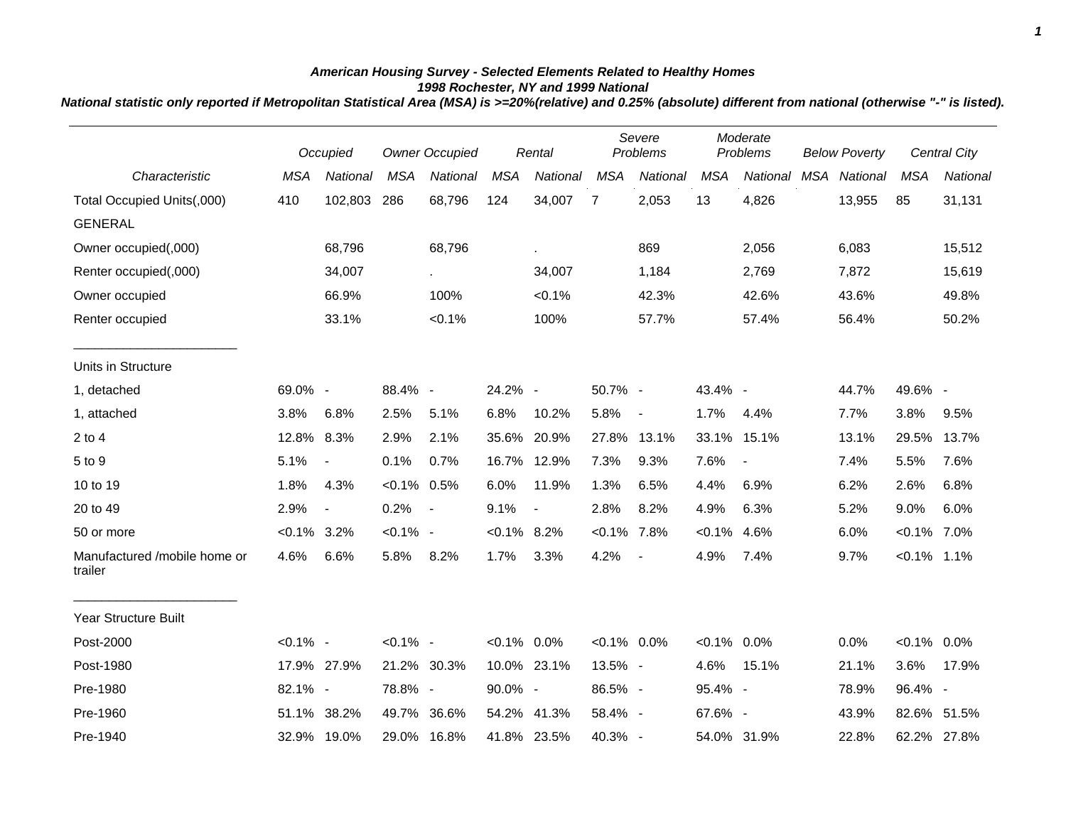***American Housing Survey - Selected Elements Related to Healthy Homes***

***1998 Rochester, NY and 1999 National***

***National statistic only reported if Metropolitan Statistical Area (MSA) is >=20%(relative) and 0.25% (absolute) different from national (otherwise "-" is listed).***

| | *Occupied* | | *Owner Occupied* | | *Rental* | | *Severe Problems* | | *Moderate Problems* | | *Below Poverty* | | *Central City* | |
|---|---|---|---|---|---|---|---|---|---|---|---|---|---|---|
| *Characteristic* | *MSA* | *National* | *MSA* | *National* | *MSA* | *National* | *MSA* | *National* | *MSA* | *National* | *MSA* | *National* | *MSA* | *National* |
| Total Occupied Units(,000) | 410 | 102,803 | 286 | 68,796 | 124 | 34,007 | 7 | 2,053 | 13 | 4,826 | | 13,955 | 85 | 31,131 |
| GENERAL | | | | | | | | | | | | | | |
| Owner occupied(,000) | | 68,796 | | 68,796 | | . | | 869 | | 2,056 | | 6,083 | | 15,512 |
| Renter occupied(,000) | | 34,007 | | . | | 34,007 | | 1,184 | | 2,769 | | 7,872 | | 15,619 |
| Owner occupied | | 66.9% | | 100% | | <0.1% | | 42.3% | | 42.6% | | 43.6% | | 49.8% |
| Renter occupied | | 33.1% | | <0.1% | | 100% | | 57.7% | | 57.4% | | 56.4% | | 50.2% |
| Units in Structure | | | | | | | | | | | | | | |
| 1, detached | 69.0% | - | 88.4% | - | 24.2% | - | 50.7% | - | 43.4% | - | | 44.7% | 49.6% | - |
| 1, attached | 3.8% | 6.8% | 2.5% | 5.1% | 6.8% | 10.2% | 5.8% | - | 1.7% | 4.4% | | 7.7% | 3.8% | 9.5% |
| 2 to 4 | 12.8% | 8.3% | 2.9% | 2.1% | 35.6% | 20.9% | 27.8% | 13.1% | 33.1% | 15.1% | | 13.1% | 29.5% | 13.7% |
| 5 to 9 | 5.1% | - | 0.1% | 0.7% | 16.7% | 12.9% | 7.3% | 9.3% | 7.6% | - | | 7.4% | 5.5% | 7.6% |
| 10 to 19 | 1.8% | 4.3% | <0.1% | 0.5% | 6.0% | 11.9% | 1.3% | 6.5% | 4.4% | 6.9% | | 6.2% | 2.6% | 6.8% |
| 20 to 49 | 2.9% | - | 0.2% | - | 9.1% | - | 2.8% | 8.2% | 4.9% | 6.3% | | 5.2% | 9.0% | 6.0% |
| 50 or more | <0.1% | 3.2% | <0.1% | - | <0.1% | 8.2% | <0.1% | 7.8% | <0.1% | 4.6% | | 6.0% | <0.1% | 7.0% |
| Manufactured /mobile home or trailer | 4.6% | 6.6% | 5.8% | 8.2% | 1.7% | 3.3% | 4.2% | - | 4.9% | 7.4% | | 9.7% | <0.1% | 1.1% |
| Year Structure Built | | | | | | | | | | | | | | |
| Post-2000 | <0.1% | - | <0.1% | - | <0.1% | 0.0% | <0.1% | 0.0% | <0.1% | 0.0% | | 0.0% | <0.1% | 0.0% |
| Post-1980 | 17.9% | 27.9% | 21.2% | 30.3% | 10.0% | 23.1% | 13.5% | - | 4.6% | 15.1% | | 21.1% | 3.6% | 17.9% |
| Pre-1980 | 82.1% | - | 78.8% | - | 90.0% | - | 86.5% | - | 95.4% | - | | 78.9% | 96.4% | - |
| Pre-1960 | 51.1% | 38.2% | 49.7% | 36.6% | 54.2% | 41.3% | 58.4% | - | 67.6% | - | | 43.9% | 82.6% | 51.5% |
| Pre-1940 | 32.9% | 19.0% | 29.0% | 16.8% | 41.8% | 23.5% | 40.3% | - | 54.0% | 31.9% | | 22.8% | 62.2% | 27.8% |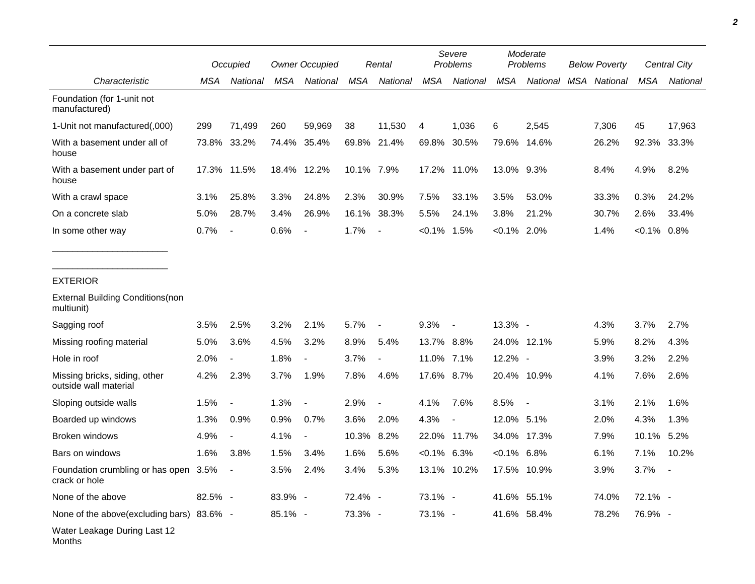|  | Occupied |  | Owner Occupied |  | Rental |  | Severe Problems |  | Moderate Problems |  | Below Poverty |  | Central City |  |
|---|---|---|---|---|---|---|---|---|---|---|---|---|---|---|
| *Characteristic* | *MSA* | *National* | *MSA* | *National* | *MSA* | *National* | *MSA* | *National* | *MSA* | *National* | *MSA* | *National* | *MSA* | *National* |
| Foundation (for 1-unit not manufactured) |  |  |  |  |  |  |  |  |  |  |  |  |  |  |
| 1-Unit not manufactured(,000) | 299 | 71,499 | 260 | 59,969 | 38 | 11,530 | 4 | 1,036 | 6 | 2,545 |  | 7,306 | 45 | 17,963 |
| With a basement under all of house | 73.8% | 33.2% | 74.4% | 35.4% | 69.8% | 21.4% | 69.8% | 30.5% | 79.6% | 14.6% |  | 26.2% | 92.3% | 33.3% |
| With a basement under part of house | 17.3% | 11.5% | 18.4% | 12.2% | 10.1% | 7.9% | 17.2% | 11.0% | 13.0% | 9.3% |  | 8.4% | 4.9% | 8.2% |
| With a crawl space | 3.1% | 25.8% | 3.3% | 24.8% | 2.3% | 30.9% | 7.5% | 33.1% | 3.5% | 53.0% |  | 33.3% | 0.3% | 24.2% |
| On a concrete slab | 5.0% | 28.7% | 3.4% | 26.9% | 16.1% | 38.3% | 5.5% | 24.1% | 3.8% | 21.2% |  | 30.7% | 2.6% | 33.4% |
| In some other way | 0.7% | - | 0.6% | - | 1.7% | - | <0.1% | 1.5% | <0.1% | 2.0% |  | 1.4% | <0.1% | 0.8% |
| EXTERIOR |  |  |  |  |  |  |  |  |  |  |  |  |  |  |
| External Building Conditions(non multiunit) |  |  |  |  |  |  |  |  |  |  |  |  |  |  |
| Sagging roof | 3.5% | 2.5% | 3.2% | 2.1% | 5.7% | - | 9.3% | - | 13.3% | - |  | 4.3% | 3.7% | 2.7% |
| Missing roofing material | 5.0% | 3.6% | 4.5% | 3.2% | 8.9% | 5.4% | 13.7% | 8.8% | 24.0% | 12.1% |  | 5.9% | 8.2% | 4.3% |
| Hole in roof | 2.0% | - | 1.8% | - | 3.7% | - | 11.0% | 7.1% | 12.2% | - |  | 3.9% | 3.2% | 2.2% |
| Missing bricks, siding, other outside wall material | 4.2% | 2.3% | 3.7% | 1.9% | 7.8% | 4.6% | 17.6% | 8.7% | 20.4% | 10.9% |  | 4.1% | 7.6% | 2.6% |
| Sloping outside walls | 1.5% | - | 1.3% | - | 2.9% | - | 4.1% | 7.6% | 8.5% | - |  | 3.1% | 2.1% | 1.6% |
| Boarded up windows | 1.3% | 0.9% | 0.9% | 0.7% | 3.6% | 2.0% | 4.3% | - | 12.0% | 5.1% |  | 2.0% | 4.3% | 1.3% |
| Broken windows | 4.9% | - | 4.1% | - | 10.3% | 8.2% | 22.0% | 11.7% | 34.0% | 17.3% |  | 7.9% | 10.1% | 5.2% |
| Bars on windows | 1.6% | 3.8% | 1.5% | 3.4% | 1.6% | 5.6% | <0.1% | 6.3% | <0.1% | 6.8% |  | 6.1% | 7.1% | 10.2% |
| Foundation crumbling or has open crack or hole | 3.5% | - | 3.5% | 2.4% | 3.4% | 5.3% | 13.1% | 10.2% | 17.5% | 10.9% |  | 3.9% | 3.7% | - |
| None of the above | 82.5% | - | 83.9% | - | 72.4% | - | 73.1% | - | 41.6% | 55.1% |  | 74.0% | 72.1% | - |
| None of the above(excluding bars) | 83.6% | - | 85.1% | - | 73.3% | - | 73.1% | - | 41.6% | 58.4% |  | 78.2% | 76.9% | - |
| Water Leakage During Last 12 Months |  |  |  |  |  |  |  |  |  |  |  |  |  |  |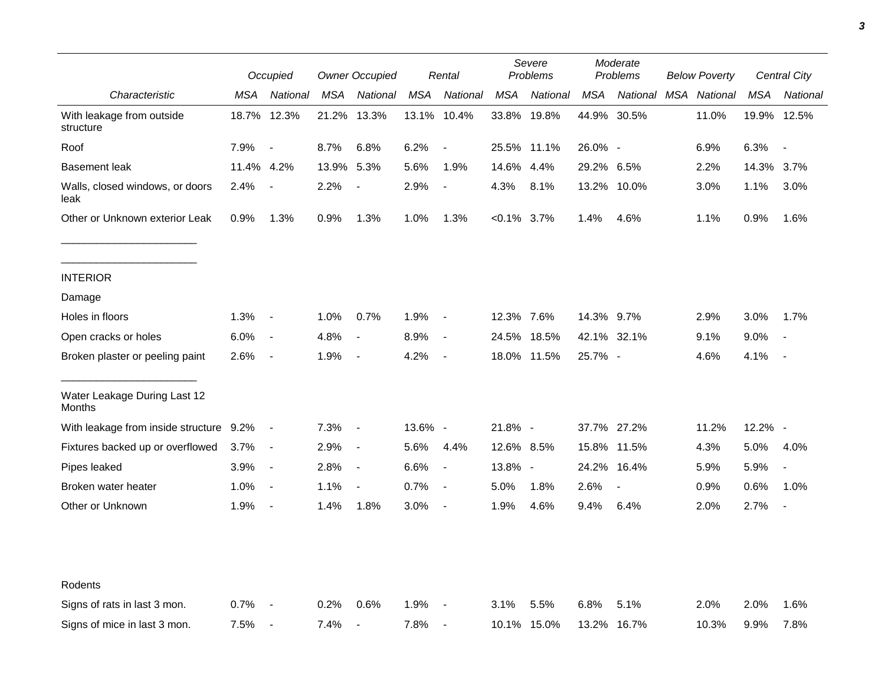| | Occupied | | Owner Occupied | | Rental | | Severe Problems | | Moderate Problems | | Below Poverty | | Central City | |
|---|---|---|---|---|---|---|---|---|---|---|---|---|---|---|
| *Characteristic* | *MSA* | *National* | *MSA* | *National* | *MSA* | *National* | *MSA* | *National* | *MSA* | *National* | *MSA* | *National* | *MSA* | *National* |
| With leakage from outside structure | 18.7% | 12.3% | 21.2% | 13.3% | 13.1% | 10.4% | 33.8% | 19.8% | 44.9% | 30.5% | | 11.0% | 19.9% | 12.5% |
| Roof | 7.9% | - | 8.7% | 6.8% | 6.2% | - | 25.5% | 11.1% | 26.0% | - | | 6.9% | 6.3% | - |
| Basement leak | 11.4% | 4.2% | 13.9% | 5.3% | 5.6% | 1.9% | 14.6% | 4.4% | 29.2% | 6.5% | | 2.2% | 14.3% | 3.7% |
| Walls, closed windows, or doors leak | 2.4% | - | 2.2% | - | 2.9% | - | 4.3% | 8.1% | 13.2% | 10.0% | | 3.0% | 1.1% | 3.0% |
| Other or Unknown exterior Leak | 0.9% | 1.3% | 0.9% | 1.3% | 1.0% | 1.3% | <0.1% | 3.7% | 1.4% | 4.6% | | 1.1% | 0.9% | 1.6% |
| INTERIOR | | | | | | | | | | | | | | |
| Damage | | | | | | | | | | | | | | |
| Holes in floors | 1.3% | - | 1.0% | 0.7% | 1.9% | - | 12.3% | 7.6% | 14.3% | 9.7% | | 2.9% | 3.0% | 1.7% |
| Open cracks or holes | 6.0% | - | 4.8% | - | 8.9% | - | 24.5% | 18.5% | 42.1% | 32.1% | | 9.1% | 9.0% | - |
| Broken plaster or peeling paint | 2.6% | - | 1.9% | - | 4.2% | - | 18.0% | 11.5% | 25.7% | - | | 4.6% | 4.1% | - |
| Water Leakage During Last 12 Months | | | | | | | | | | | | | | |
| With leakage from inside structure | 9.2% | - | 7.3% | - | 13.6% | - | 21.8% | - | 37.7% | 27.2% | | 11.2% | 12.2% | - |
| Fixtures backed up or overflowed | 3.7% | - | 2.9% | - | 5.6% | 4.4% | 12.6% | 8.5% | 15.8% | 11.5% | | 4.3% | 5.0% | 4.0% |
| Pipes leaked | 3.9% | - | 2.8% | - | 6.6% | - | 13.8% | - | 24.2% | 16.4% | | 5.9% | 5.9% | - |
| Broken water heater | 1.0% | - | 1.1% | - | 0.7% | - | 5.0% | 1.8% | 2.6% | - | | 0.9% | 0.6% | 1.0% |
| Other or Unknown | 1.9% | - | 1.4% | 1.8% | 3.0% | - | 1.9% | 4.6% | 9.4% | 6.4% | | 2.0% | 2.7% | - |
| Rodents | | | | | | | | | | | | | | |
| Signs of rats in last 3 mon. | 0.7% | - | 0.2% | 0.6% | 1.9% | - | 3.1% | 5.5% | 6.8% | 5.1% | | 2.0% | 2.0% | 1.6% |
| Signs of mice in last 3 mon. | 7.5% | - | 7.4% | - | 7.8% | - | 10.1% | 15.0% | 13.2% | 16.7% | | 10.3% | 9.9% | 7.8% |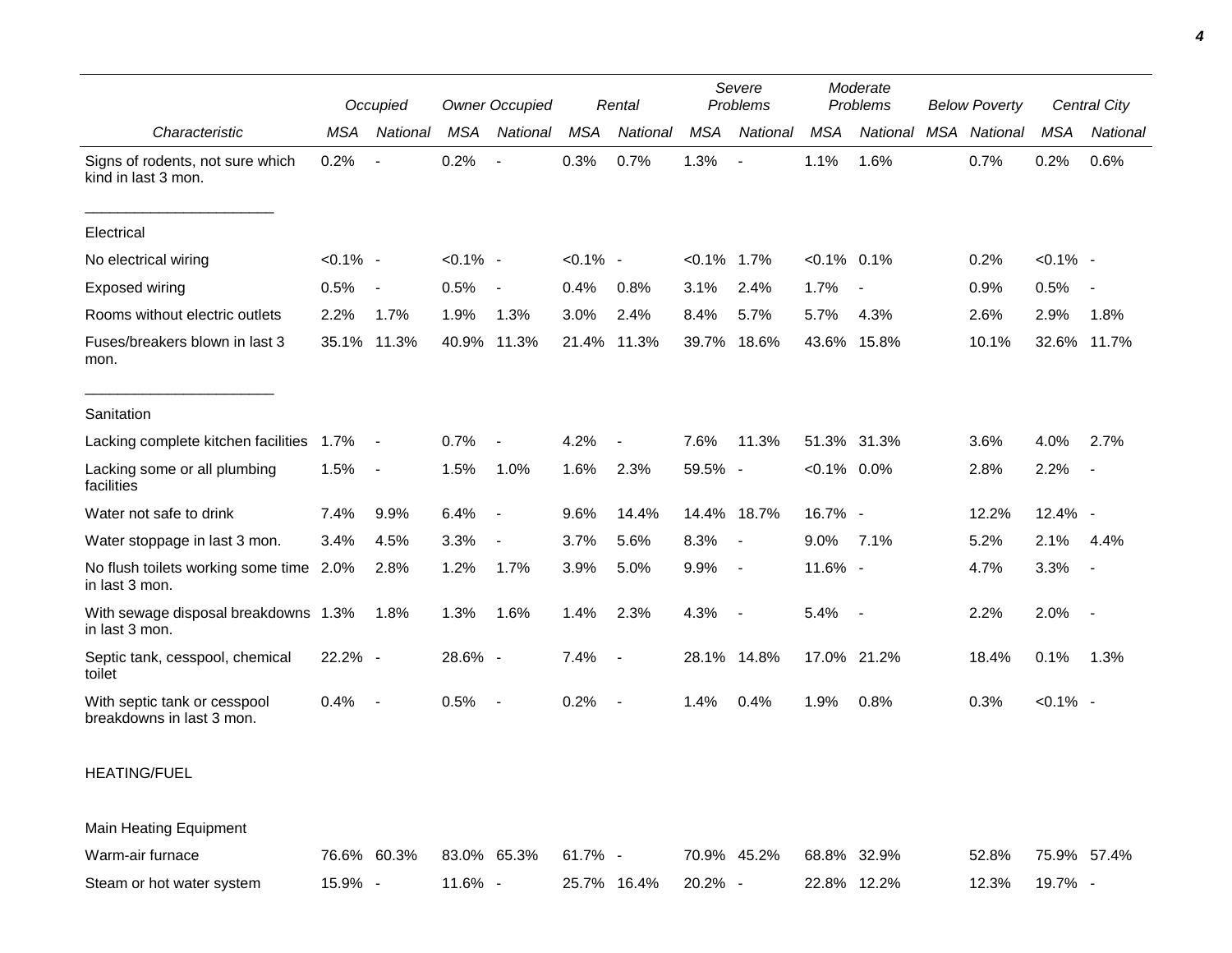| | Occupied | | Owner Occupied | | Rental | | Severe Problems | | Moderate Problems | | Below Poverty | | Central City | |
|---|---|---|---|---|---|---|---|---|---|---|---|---|---|---|
| *Characteristic* | *MSA* | *National* | *MSA* | *National* | *MSA* | *National* | *MSA* | *National* | *MSA* | *National* | *MSA* | *National* | *MSA* | *National* |
| Signs of rodents, not sure which kind in last 3 mon. | 0.2% | - | 0.2% | - | 0.3% | 0.7% | 1.3% | - | 1.1% | 1.6% | | 0.7% | 0.2% | 0.6% |
| Electrical | | | | | | | | | | | | | | |
| No electrical wiring | <0.1% | - | <0.1% | - | <0.1% | - | <0.1% | 1.7% | <0.1% | 0.1% | | 0.2% | <0.1% | - |
| Exposed wiring | 0.5% | - | 0.5% | - | 0.4% | 0.8% | 3.1% | 2.4% | 1.7% | - | | 0.9% | 0.5% | - |
| Rooms without electric outlets | 2.2% | 1.7% | 1.9% | 1.3% | 3.0% | 2.4% | 8.4% | 5.7% | 5.7% | 4.3% | | 2.6% | 2.9% | 1.8% |
| Fuses/breakers blown in last 3 mon. | 35.1% | 11.3% | 40.9% | 11.3% | 21.4% | 11.3% | 39.7% | 18.6% | 43.6% | 15.8% | | 10.1% | 32.6% | 11.7% |
| Sanitation | | | | | | | | | | | | | | |
| Lacking complete kitchen facilities | 1.7% | - | 0.7% | - | 4.2% | - | 7.6% | 11.3% | 51.3% | 31.3% | | 3.6% | 4.0% | 2.7% |
| Lacking some or all plumbing facilities | 1.5% | - | 1.5% | 1.0% | 1.6% | 2.3% | 59.5% | - | <0.1% | 0.0% | | 2.8% | 2.2% | - |
| Water not safe to drink | 7.4% | 9.9% | 6.4% | - | 9.6% | 14.4% | 14.4% | 18.7% | 16.7% | - | | 12.2% | 12.4% | - |
| Water stoppage in last 3 mon. | 3.4% | 4.5% | 3.3% | - | 3.7% | 5.6% | 8.3% | - | 9.0% | 7.1% | | 5.2% | 2.1% | 4.4% |
| No flush toilets working some time in last 3 mon. | 2.0% | 2.8% | 1.2% | 1.7% | 3.9% | 5.0% | 9.9% | - | 11.6% | - | | 4.7% | 3.3% | - |
| With sewage disposal breakdowns in last 3 mon. | 1.3% | 1.8% | 1.3% | 1.6% | 1.4% | 2.3% | 4.3% | - | 5.4% | - | | 2.2% | 2.0% | - |
| Septic tank, cesspool, chemical toilet | 22.2% | - | 28.6% | - | 7.4% | - | 28.1% | 14.8% | 17.0% | 21.2% | | 18.4% | 0.1% | 1.3% |
| With septic tank or cesspool breakdowns in last 3 mon. | 0.4% | - | 0.5% | - | 0.2% | - | 1.4% | 0.4% | 1.9% | 0.8% | | 0.3% | <0.1% | - |
| HEATING/FUEL | | | | | | | | | | | | | | |
| Main Heating Equipment | | | | | | | | | | | | | | |
| Warm-air furnace | 76.6% | 60.3% | 83.0% | 65.3% | 61.7% | - | 70.9% | 45.2% | 68.8% | 32.9% | | 52.8% | 75.9% | 57.4% |
| Steam or hot water system | 15.9% | - | 11.6% | - | 25.7% | 16.4% | 20.2% | - | 22.8% | 12.2% | | 12.3% | 19.7% | - |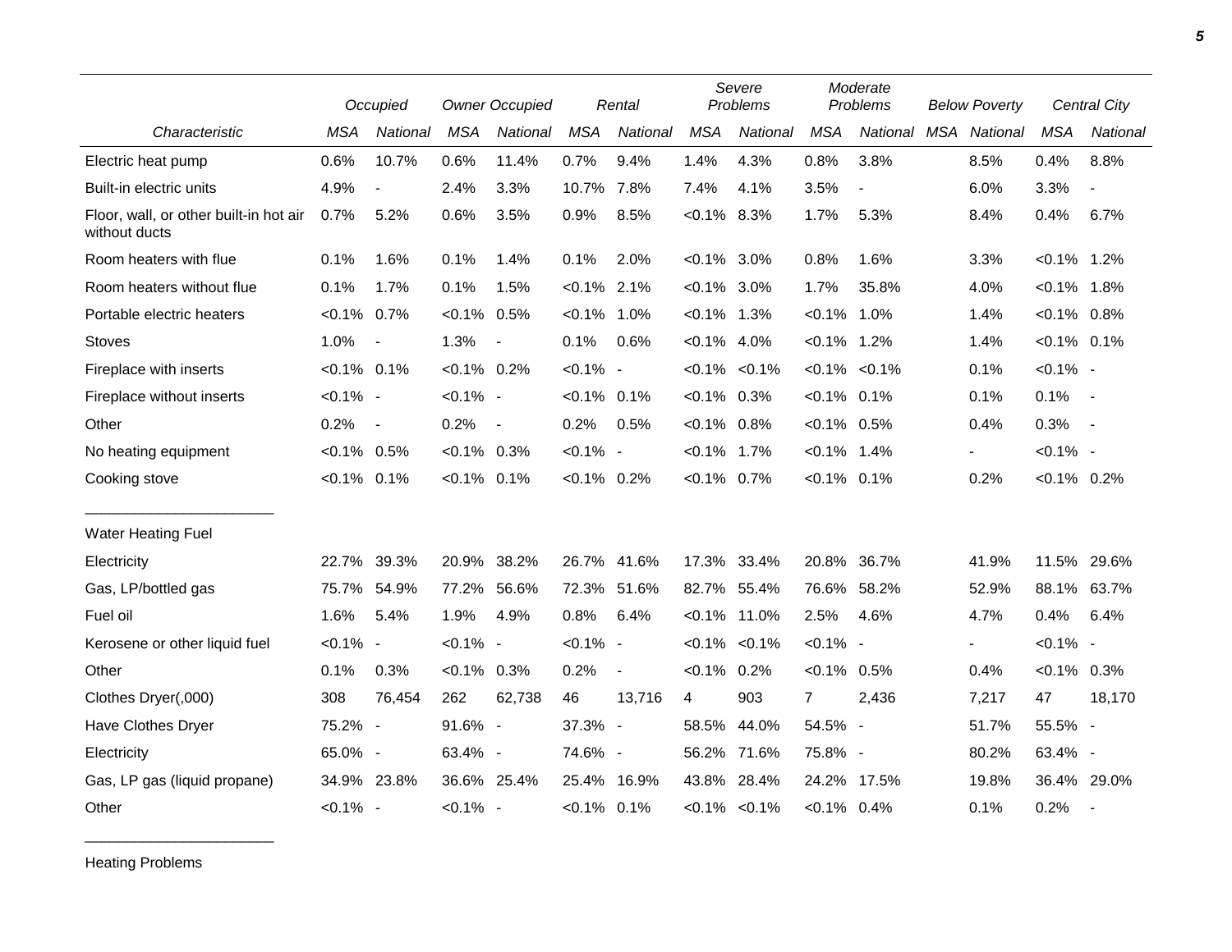| Characteristic | Occupied | | Owner Occupied | | Rental | | Severe Problems | | Moderate Problems | | Below Poverty | | Central City | |
|---|---|---|---|---|---|---|---|---|---|---|---|---|---|---|
| | MSA | National | MSA | National | MSA | National | MSA | National | MSA | National | MSA | National | MSA | National |
| Electric heat pump | 0.6% | 10.7% | 0.6% | 11.4% | 0.7% | 9.4% | 1.4% | 4.3% | 0.8% | 3.8% | | 8.5% | 0.4% | 8.8% |
| Built-in electric units | 4.9% | - | 2.4% | 3.3% | 10.7% | 7.8% | 7.4% | 4.1% | 3.5% | - | | 6.0% | 3.3% | - |
| Floor, wall, or other built-in hot air without ducts | 0.7% | 5.2% | 0.6% | 3.5% | 0.9% | 8.5% | <0.1% | 8.3% | 1.7% | 5.3% | | 8.4% | 0.4% | 6.7% |
| Room heaters with flue | 0.1% | 1.6% | 0.1% | 1.4% | 0.1% | 2.0% | <0.1% | 3.0% | 0.8% | 1.6% | | 3.3% | <0.1% | 1.2% |
| Room heaters without flue | 0.1% | 1.7% | 0.1% | 1.5% | <0.1% | 2.1% | <0.1% | 3.0% | 1.7% | 35.8% | | 4.0% | <0.1% | 1.8% |
| Portable electric heaters | <0.1% | 0.7% | <0.1% | 0.5% | <0.1% | 1.0% | <0.1% | 1.3% | <0.1% | 1.0% | | 1.4% | <0.1% | 0.8% |
| Stoves | 1.0% | - | 1.3% | - | 0.1% | 0.6% | <0.1% | 4.0% | <0.1% | 1.2% | | 1.4% | <0.1% | 0.1% |
| Fireplace with inserts | <0.1% | 0.1% | <0.1% | 0.2% | <0.1% | - | <0.1% | <0.1% | <0.1% | <0.1% | | 0.1% | <0.1% | - |
| Fireplace without inserts | <0.1% | - | <0.1% | - | <0.1% | 0.1% | <0.1% | 0.3% | <0.1% | 0.1% | | 0.1% | 0.1% | - |
| Other | 0.2% | - | 0.2% | - | 0.2% | 0.5% | <0.1% | 0.8% | <0.1% | 0.5% | | 0.4% | 0.3% | - |
| No heating equipment | <0.1% | 0.5% | <0.1% | 0.3% | <0.1% | - | <0.1% | 1.7% | <0.1% | 1.4% | | - | <0.1% | - |
| Cooking stove | <0.1% | 0.1% | <0.1% | 0.1% | <0.1% | 0.2% | <0.1% | 0.7% | <0.1% | 0.1% | | 0.2% | <0.1% | 0.2% |
| Water Heating Fuel | | | | | | | | | | | | | | |
| Electricity | 22.7% | 39.3% | 20.9% | 38.2% | 26.7% | 41.6% | 17.3% | 33.4% | 20.8% | 36.7% | | 41.9% | 11.5% | 29.6% |
| Gas, LP/bottled gas | 75.7% | 54.9% | 77.2% | 56.6% | 72.3% | 51.6% | 82.7% | 55.4% | 76.6% | 58.2% | | 52.9% | 88.1% | 63.7% |
| Fuel oil | 1.6% | 5.4% | 1.9% | 4.9% | 0.8% | 6.4% | <0.1% | 11.0% | 2.5% | 4.6% | | 4.7% | 0.4% | 6.4% |
| Kerosene or other liquid fuel | <0.1% | - | <0.1% | - | <0.1% | - | <0.1% | <0.1% | <0.1% | - | | - | <0.1% | - |
| Other | 0.1% | 0.3% | <0.1% | 0.3% | 0.2% | - | <0.1% | 0.2% | <0.1% | 0.5% | | 0.4% | <0.1% | 0.3% |
| Clothes Dryer(,000) | 308 | 76,454 | 262 | 62,738 | 46 | 13,716 | 4 | 903 | 7 | 2,436 | | 7,217 | 47 | 18,170 |
| Have Clothes Dryer | 75.2% | - | 91.6% | - | 37.3% | - | 58.5% | 44.0% | 54.5% | - | | 51.7% | 55.5% | - |
| Electricity | 65.0% | - | 63.4% | - | 74.6% | - | 56.2% | 71.6% | 75.8% | - | | 80.2% | 63.4% | - |
| Gas, LP gas (liquid propane) | 34.9% | 23.8% | 36.6% | 25.4% | 25.4% | 16.9% | 43.8% | 28.4% | 24.2% | 17.5% | | 19.8% | 36.4% | 29.0% |
| Other | <0.1% | - | <0.1% | - | <0.1% | 0.1% | <0.1% | <0.1% | <0.1% | 0.4% | | 0.1% | 0.2% | - |

Heating Problems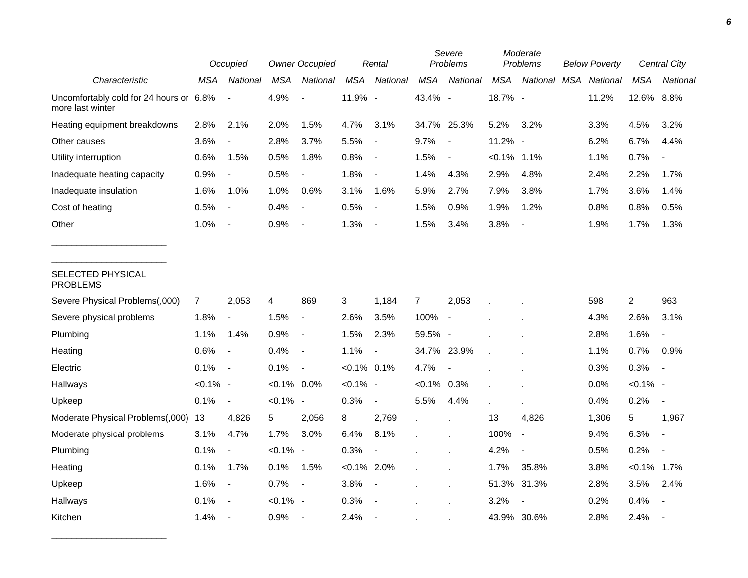| | Occupied | | Owner Occupied | | Rental | | Severe Problems | | Moderate Problems | | Below Poverty | | Central City | |
|---|---|---|---|---|---|---|---|---|---|---|---|---|---|---|
| Characteristic | MSA | National | MSA | National | MSA | National | MSA | National | MSA | National | MSA | National | MSA | National |
| Uncomfortably cold for 24 hours or more last winter | 6.8% | - | 4.9% | - | 11.9% | - | 43.4% | - | 18.7% | - | | 11.2% | 12.6% | 8.8% |
| Heating equipment breakdowns | 2.8% | 2.1% | 2.0% | 1.5% | 4.7% | 3.1% | 34.7% | 25.3% | 5.2% | 3.2% | | 3.3% | 4.5% | 3.2% |
| Other causes | 3.6% | - | 2.8% | 3.7% | 5.5% | - | 9.7% | - | 11.2% | - | | 6.2% | 6.7% | 4.4% |
| Utility interruption | 0.6% | 1.5% | 0.5% | 1.8% | 0.8% | - | 1.5% | - | <0.1% | 1.1% | | 1.1% | 0.7% | - |
| Inadequate heating capacity | 0.9% | - | 0.5% | - | 1.8% | - | 1.4% | 4.3% | 2.9% | 4.8% | | 2.4% | 2.2% | 1.7% |
| Inadequate insulation | 1.6% | 1.0% | 1.0% | 0.6% | 3.1% | 1.6% | 5.9% | 2.7% | 7.9% | 3.8% | | 1.7% | 3.6% | 1.4% |
| Cost of heating | 0.5% | - | 0.4% | - | 0.5% | - | 1.5% | 0.9% | 1.9% | 1.2% | | 0.8% | 0.8% | 0.5% |
| Other | 1.0% | - | 0.9% | - | 1.3% | - | 1.5% | 3.4% | 3.8% | - | | 1.9% | 1.7% | 1.3% |
| SELECTED PHYSICAL PROBLEMS | | | | | | | | | | | | | | |
| Severe Physical Problems(,000) | 7 | 2,053 | 4 | 869 | 3 | 1,184 | 7 | 2,053 | . | . | | 598 | 2 | 963 |
| Severe physical problems | 1.8% | - | 1.5% | - | 2.6% | 3.5% | 100% | - | . | . | | 4.3% | 2.6% | 3.1% |
| Plumbing | 1.1% | 1.4% | 0.9% | - | 1.5% | 2.3% | 59.5% | - | . | . | | 2.8% | 1.6% | - |
| Heating | 0.6% | - | 0.4% | - | 1.1% | - | 34.7% | 23.9% | . | . | | 1.1% | 0.7% | 0.9% |
| Electric | 0.1% | - | 0.1% | - | <0.1% | 0.1% | 4.7% | - | . | . | | 0.3% | 0.3% | - |
| Hallways | <0.1% | - | <0.1% | 0.0% | <0.1% | - | <0.1% | 0.3% | . | . | | 0.0% | <0.1% | - |
| Upkeep | 0.1% | - | <0.1% | - | 0.3% | - | 5.5% | 4.4% | . | . | | 0.4% | 0.2% | - |
| Moderate Physical Problems(,000) | 13 | 4,826 | 5 | 2,056 | 8 | 2,769 | . | . | 13 | 4,826 | | 1,306 | 5 | 1,967 |
| Moderate physical problems | 3.1% | 4.7% | 1.7% | 3.0% | 6.4% | 8.1% | . | . | 100% | - | | 9.4% | 6.3% | - |
| Plumbing | 0.1% | - | <0.1% | - | 0.3% | - | . | . | 4.2% | - | | 0.5% | 0.2% | - |
| Heating | 0.1% | 1.7% | 0.1% | 1.5% | <0.1% | 2.0% | . | . | 1.7% | 35.8% | | 3.8% | <0.1% | 1.7% |
| Upkeep | 1.6% | - | 0.7% | - | 3.8% | - | . | . | 51.3% | 31.3% | | 2.8% | 3.5% | 2.4% |
| Hallways | 0.1% | - | <0.1% | - | 0.3% | - | . | . | 3.2% | - | | 0.2% | 0.4% | - |
| Kitchen | 1.4% | - | 0.9% | - | 2.4% | - | . | . | 43.9% | 30.6% | | 2.8% | 2.4% | - |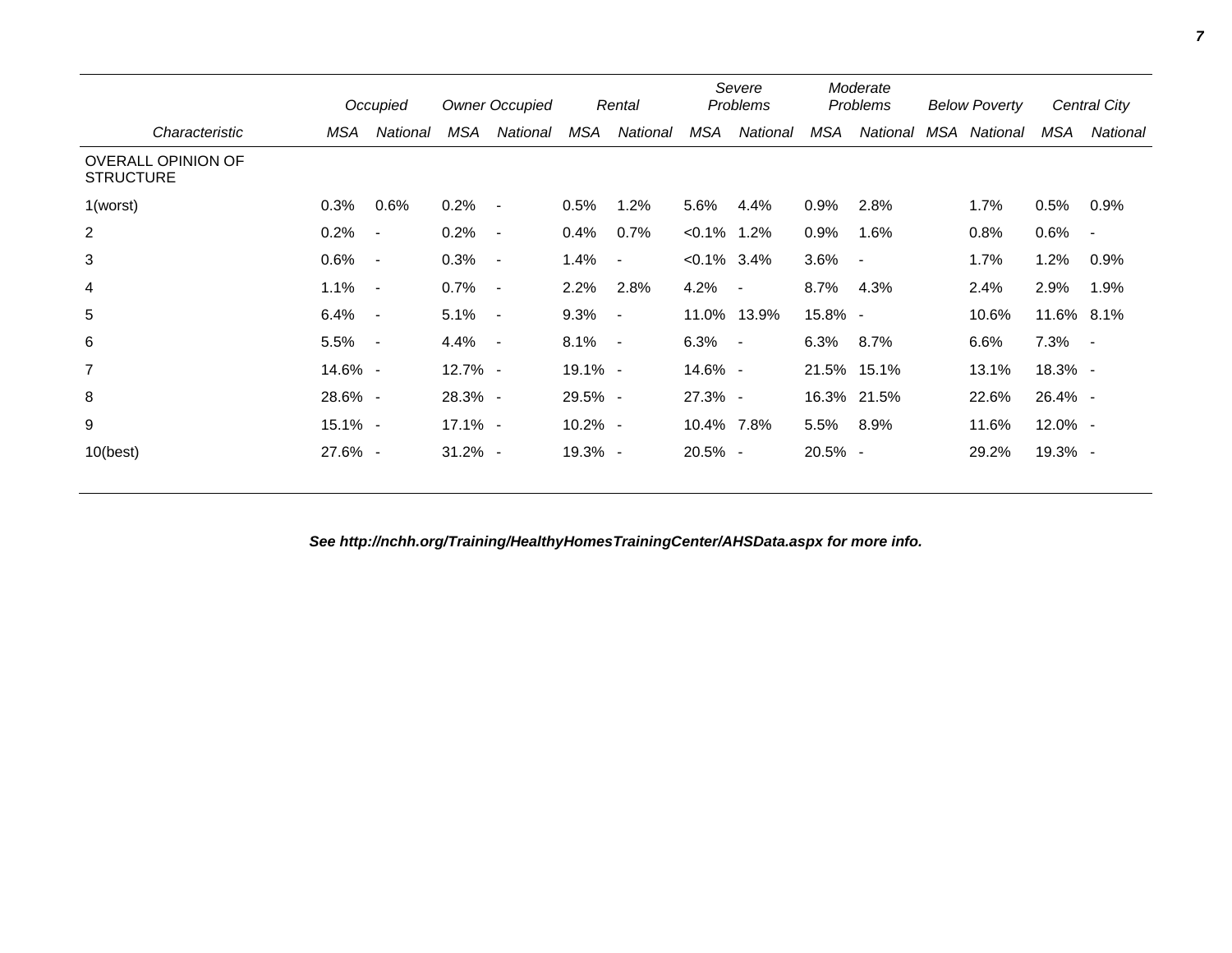| | Occupied | | Owner Occupied | | Rental | | Severe Problems | | Moderate Problems | | Below Poverty | | Central City | |
|---|---|---|---|---|---|---|---|---|---|---|---|---|---|---|
| Characteristic | MSA | National | MSA | National | MSA | National | MSA | National | MSA | National | MSA | National | MSA | National |
| OVERALL OPINION OF STRUCTURE | | | | | | | | | | | | | | |
| 1(worst) | 0.3% | 0.6% | 0.2% | - | 0.5% | 1.2% | 5.6% | 4.4% | 0.9% | 2.8% | | 1.7% | 0.5% | 0.9% |
| 2 | 0.2% | - | 0.2% | - | 0.4% | 0.7% | <0.1% | 1.2% | 0.9% | 1.6% | | 0.8% | 0.6% | - |
| 3 | 0.6% | - | 0.3% | - | 1.4% | - | <0.1% | 3.4% | 3.6% | - | | 1.7% | 1.2% | 0.9% |
| 4 | 1.1% | - | 0.7% | - | 2.2% | 2.8% | 4.2% | - | 8.7% | 4.3% | | 2.4% | 2.9% | 1.9% |
| 5 | 6.4% | - | 5.1% | - | 9.3% | - | 11.0% | 13.9% | 15.8% | - | | 10.6% | 11.6% | 8.1% |
| 6 | 5.5% | - | 4.4% | - | 8.1% | - | 6.3% | - | 6.3% | 8.7% | | 6.6% | 7.3% | - |
| 7 | 14.6% | - | 12.7% | - | 19.1% | - | 14.6% | - | 21.5% | 15.1% | | 13.1% | 18.3% | - |
| 8 | 28.6% | - | 28.3% | - | 29.5% | - | 27.3% | - | 16.3% | 21.5% | | 22.6% | 26.4% | - |
| 9 | 15.1% | - | 17.1% | - | 10.2% | - | 10.4% | 7.8% | 5.5% | 8.9% | | 11.6% | 12.0% | - |
| 10(best) | 27.6% | - | 31.2% | - | 19.3% | - | 20.5% | - | 20.5% | - | | 29.2% | 19.3% | - |

***See http://nchh.org/Training/HealthyHomesTrainingCenter/AHSData.aspx for more info.***